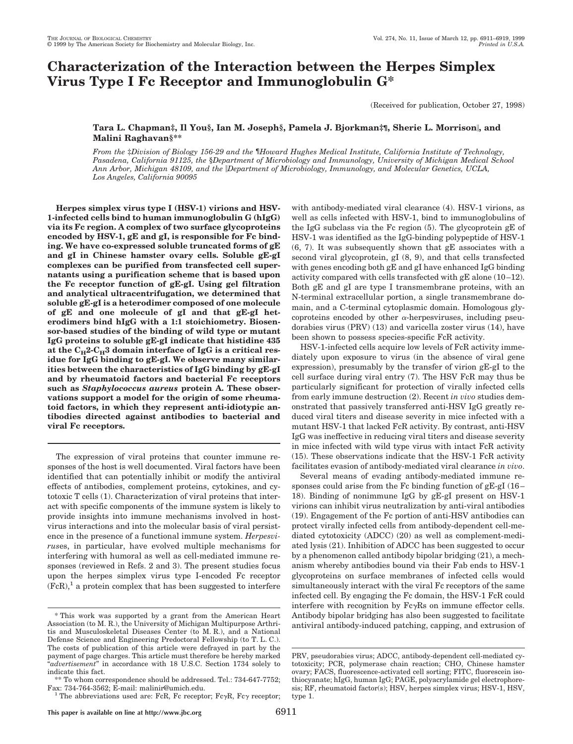# Characterization of the Interaction between the Herpes Simplex Virus Type I Fc Receptor and Immunoglobulin G*

(Received for publication, October 27, 1998)

**Tara L. Chapman‡, Il You§, Ian M. Joseph§, Pamela J. Bjorkman‡¶, Sherie L. Morrison‖, and Malini Raghavan§\*\***

*From the ‡Division of Biology 156-29 and the ¶Howard Hughes Medical Institute, California Institute of Technology, Pasadena, California 91125, the §Department of Microbiology and Immunology, University of Michigan Medical School Ann Arbor, Michigan 48109, and the ‖Department of Microbiology, Immunology, and Molecular Genetics, UCLA, Los Angeles, California 90095*

**Herpes simplex virus type I (HSV-1) virions and HSV-1-infected cells bind to human immunoglobulin G (hIgG) via its Fc region. A complex of two surface glycoproteins encoded by HSV-1, gE and gI, is responsible for Fc binding. We have co-expressed soluble truncated forms of gE and gI in Chinese hamster ovary cells. Soluble gE-gI complexes can be purified from transfected cell supernatants using a purification scheme that is based upon the Fc receptor function of gE-gI. Using gel filtration and analytical ultracentrifugation, we determined that soluble gE-gI is a heterodimer composed of one molecule of gE and one molecule of gI and that gE-gI heterodimers bind hIgG with a 1:1 stoichiometry. Biosensor-based studies of the binding of wild type or mutant IgG proteins to soluble gE-gI indicate that histidine 435 at the $C_H2$-$C_H3$ domain interface of IgG is a critical residue for IgG binding to gE-gI. We observe many similarities between the characteristics of IgG binding by gE-gI and by rheumatoid factors and bacterial Fc receptors such as *Staphylococcus aureus* protein A. These observations support a model for the origin of some rheumatoid factors, in which they represent anti-idiotypic antibodies directed against antibodies to bacterial and viral Fc receptors.**

The expression of viral proteins that counter immune responses of the host is well documented. Viral factors have been identified that can potentially inhibit or modify the antiviral effects of antibodies, complement proteins, cytokines, and cytotoxic T cells (1). Characterization of viral proteins that interact with specific components of the immune system is likely to provide insights into immune mechanisms involved in host-virus interactions and into the molecular basis of viral persistence in the presence of a functional immune system. *Herpesviruses*, in particular, have evolved multiple mechanisms for interfering with humoral as well as cell-mediated immune responses (reviewed in Refs. 2 and 3). The present studies focus upon the herpes simplex virus type I-encoded Fc receptor (FcR),[1] a protein complex that has been suggested to interfere with antibody-mediated viral clearance (4). HSV-1 virions, as well as cells infected with HSV-1, bind to immunoglobulins of the IgG subclass via the Fc region (5). The glycoprotein gE of HSV-1 was identified as the IgG-binding polypeptide of HSV-1 (6, 7). It was subsequently shown that gE associates with a second viral glycoprotein, gI (8, 9), and that cells transfected with genes encoding both gE and gI have enhanced IgG binding activity compared with cells transfected with gE alone (10–12). Both gE and gI are type I transmembrane proteins, with an N-terminal extracellular portion, a single transmembrane domain, and a C-terminal cytoplasmic domain. Homologous glycoproteins encoded by other α-herpesviruses, including pseudorabies virus (PRV) (13) and varicella zoster virus (14), have been shown to possess species-specific FcR activity.

HSV-1-infected cells acquire low levels of FcR activity immediately upon exposure to virus (in the absence of viral gene expression), presumably by the transfer of virion gE-gI to the cell surface during viral entry (7). The HSV FcR may thus be particularly significant for protection of virally infected cells from early immune destruction (2). Recent *in vivo* studies demonstrated that passively transferred anti-HSV IgG greatly reduced viral titers and disease severity in mice infected with a mutant HSV-1 that lacked FcR activity. By contrast, anti-HSV IgG was ineffective in reducing viral titers and disease severity in mice infected with wild type virus with intact FcR activity (15). These observations indicate that the HSV-1 FcR activity facilitates evasion of antibody-mediated viral clearance *in vivo*.

Several means of evading antibody-mediated immune responses could arise from the Fc binding function of gE-gI (16–18). Binding of nonimmune IgG by gE-gI present on HSV-1 virions can inhibit virus neutralization by anti-viral antibodies (19). Engagement of the Fc portion of anti-HSV antibodies can protect virally infected cells from antibody-dependent cell-mediated cytotoxicity (ADCC) (20) as well as complement-mediated lysis (21). Inhibition of ADCC has been suggested to occur by a phenomenon called antibody bipolar bridging (21), a mechanism whereby antibodies bound via their Fab ends to HSV-1 glycoproteins on surface membranes of infected cells would simultaneously interact with the viral Fc receptors of the same infected cell. By engaging the Fc domain, the HSV-1 FcR could interfere with recognition by FcγRs on immune effector cells. Antibody bipolar bridging has also been suggested to facilitate antiviral antibody-induced patching, capping, and extrusion of

\* This work was supported by a grant from the American Heart Association (to M. R.), the University of Michigan Multipurpose Arthritis and Musculoskeletal Diseases Center (to M. R.), and a National Defense Science and Engineering Predoctoral Fellowship (to T. L. C.). The costs of publication of this article were defrayed in part by the payment of page charges. This article must therefore be hereby marked "*advertisement*" in accordance with 18 U.S.C. Section 1734 solely to indicate this fact.

\*\* To whom correspondence should be addressed. Tel.: 734-647-7752; Fax: 734-764-3562; E-mail: malinir@umich.edu.

[1] The abbreviations used are: FcR, Fc receptor; FcγR, Fcγ receptor; PRV, pseudorabies virus; ADCC, antibody-dependent cell-mediated cytotoxicity; PCR, polymerase chain reaction; CHO, Chinese hamster ovary; FACS, fluorescence-activated cell sorting; FITC, fluorescein isothiocyanate; hIgG, human IgG; PAGE, polyacrylamide gel electrophoresis; RF, rheumatoid factor(s); HSV, herpes simplex virus; HSV-1, HSV, type 1.

This paper is available on line at http://www.jbc.org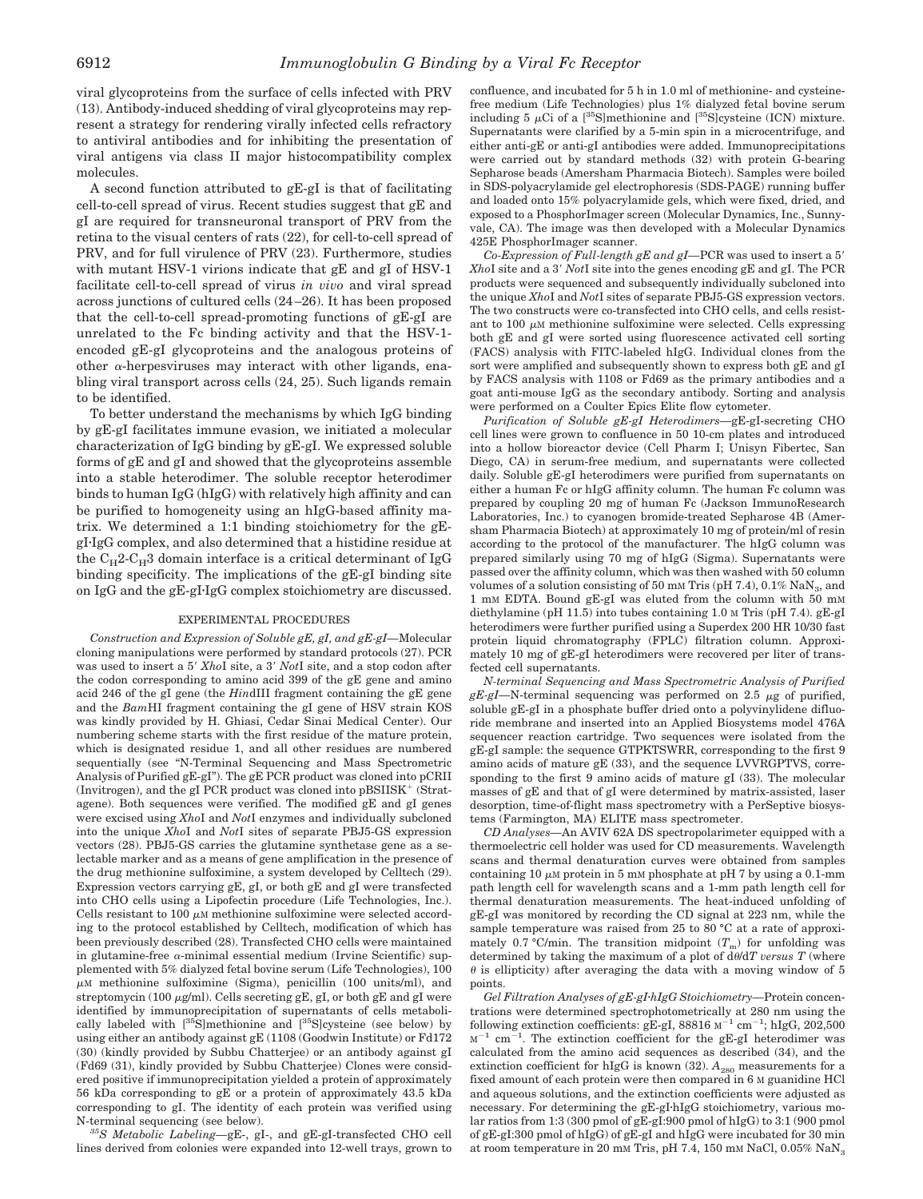viral glycoproteins from the surface of cells infected with PRV (13). Antibody-induced shedding of viral glycoproteins may represent a strategy for rendering virally infected cells refractory to antiviral antibodies and for inhibiting the presentation of viral antigens via class II major histocompatibility complex molecules.

A second function attributed to gE-gI is that of facilitating cell-to-cell spread of virus. Recent studies suggest that gE and gI are required for transneuronal transport of PRV from the retina to the visual centers of rats (22), for cell-to-cell spread of PRV, and for full virulence of PRV (23). Furthermore, studies with mutant HSV-1 virions indicate that gE and gI of HSV-1 facilitate cell-to-cell spread of virus *in vivo* and viral spread across junctions of cultured cells (24–26). It has been proposed that the cell-to-cell spread-promoting functions of gE-gI are unrelated to the Fc binding activity and that the HSV-1-encoded gE-gI glycoproteins and the analogous proteins of other α-herpesviruses may interact with other ligands, enabling viral transport across cells (24, 25). Such ligands remain to be identified.

To better understand the mechanisms by which IgG binding by gE-gI facilitates immune evasion, we initiated a molecular characterization of IgG binding by gE-gI. We expressed soluble forms of gE and gI and showed that the glycoproteins assemble into a stable heterodimer. The soluble receptor heterodimer binds to human IgG (hIgG) with relatively high affinity and can be purified to homogeneity using an hIgG-based affinity matrix. We determined a 1:1 binding stoichiometry for the gE-gI·IgG complex, and also determined that a histidine residue at the $C_H2$-$C_H3$ domain interface is a critical determinant of IgG binding specificity. The implications of the gE-gI binding site on IgG and the gE-gI·IgG complex stoichiometry are discussed.

## EXPERIMENTAL PROCEDURES

*Construction and Expression of Soluble gE, gI, and gE-gI*—Molecular cloning manipulations were performed by standard protocols (27). PCR was used to insert a 5′ *Xho*I site, a 3′ *Not*I site, and a stop codon after the codon corresponding to amino acid 399 of the gE gene and amino acid 246 of the gI gene (the *Hin*dIII fragment containing the gE gene and the *Bam*HI fragment containing the gI gene of HSV strain KOS was kindly provided by H. Ghiasi, Cedar Sinai Medical Center). Our numbering scheme starts with the first residue of the mature protein, which is designated residue 1, and all other residues are numbered sequentially (see "N-Terminal Sequencing and Mass Spectrometric Analysis of Purified gE-gI"). The gE PCR product was cloned into pCRII (Invitrogen), and the gI PCR product was cloned into pBSIISK$^+$ (Stratagene). Both sequences were verified. The modified gE and gI genes were excised using *Xho*I and *Not*I enzymes and individually subcloned into the unique *Xho*I and *Not*I sites of separate PBJ5-GS expression vectors (28). PBJ5-GS carries the glutamine synthetase gene as a selectable marker and as a means of gene amplification in the presence of the drug methionine sulfoximine, a system developed by Celltech (29). Expression vectors carrying gE, gI, or both gE and gI were transfected into CHO cells using a Lipofectin procedure (Life Technologies, Inc.). Cells resistant to 100 μM methionine sulfoximine were selected according to the protocol established by Celltech, modification of which has been previously described (28). Transfected CHO cells were maintained in glutamine-free α-minimal essential medium (Irvine Scientific) supplemented with 5% dialyzed fetal bovine serum (Life Technologies), 100 μM methionine sulfoximine (Sigma), penicillin (100 units/ml), and streptomycin (100 μg/ml). Cells secreting gE, gI, or both gE and gI were identified by immunoprecipitation of supernatants of cells metabolically labeled with [$^{35}$S]methionine and [$^{35}$S]cysteine (see below) by using either an antibody against gE (1108 (Goodwin Institute) or Fd172 (30) (kindly provided by Subbu Chatterjee) or an antibody against gI (Fd69 (31), kindly provided by Subbu Chatterjee) Clones were considered positive if immunoprecipitation yielded a protein of approximately 56 kDa corresponding to gE or a protein of approximately 43.5 kDa corresponding to gI. The identity of each protein was verified using N-terminal sequencing (see below).

*$^{35}$S Metabolic Labeling*—gE-, gI-, and gE-gI-transfected CHO cell lines derived from colonies were expanded into 12-well trays, grown to confluence, and incubated for 5 h in 1.0 ml of methionine- and cysteine-free medium (Life Technologies) plus 1% dialyzed fetal bovine serum including 5 μCi of a [$^{35}$S]methionine and [$^{35}$S]cysteine (ICN) mixture. Supernatants were clarified by a 5-min spin in a microcentrifuge, and either anti-gE or anti-gI antibodies were added. Immunoprecipitations were carried out by standard methods (32) with protein G-bearing Sepharose beads (Amersham Pharmacia Biotech). Samples were boiled in SDS-polyacrylamide gel electrophoresis (SDS-PAGE) running buffer and loaded onto 15% polyacrylamide gels, which were fixed, dried, and exposed to a PhosphorImager screen (Molecular Dynamics, Inc., Sunnyvale, CA). The image was then developed with a Molecular Dynamics 425E PhosphorImager scanner.

*Co-Expression of Full-length gE and gI*—PCR was used to insert a 5′ *Xho*I site and a 3′ *Not*I site into the genes encoding gE and gI. The PCR products were sequenced and subsequently individually subcloned into the unique *Xho*I and *Not*I sites of separate PBJ5-GS expression vectors. The two constructs were co-transfected into CHO cells, and cells resistant to 100 μM methionine sulfoximine were selected. Cells expressing both gE and gI were sorted using fluorescence activated cell sorting (FACS) analysis with FITC-labeled hIgG. Individual clones from the sort were amplified and subsequently shown to express both gE and gI by FACS analysis with 1108 or Fd69 as the primary antibodies and a goat anti-mouse IgG as the secondary antibody. Sorting and analysis were performed on a Coulter Epics Elite flow cytometer.

*Purification of Soluble gE-gI Heterodimers*—gE-gI-secreting CHO cell lines were grown to confluence in 50 10-cm plates and introduced into a hollow bioreactor device (Cell Pharm I; Unisyn Fibertec, San Diego, CA) in serum-free medium, and supernatants were collected daily. Soluble gE-gI heterodimers were purified from supernatants on either a human Fc or hIgG affinity column. The human Fc column was prepared by coupling 20 mg of human Fc (Jackson ImmunoResearch Laboratories, Inc.) to cyanogen bromide-treated Sepharose 4B (Amersham Pharmacia Biotech) at approximately 10 mg of protein/ml of resin according to the protocol of the manufacturer. The hIgG column was prepared similarly using 70 mg of hIgG (Sigma). Supernatants were passed over the affinity column, which was then washed with 50 column volumes of a solution consisting of 50 mM Tris (pH 7.4), 0.1% $NaN_3$, and 1 mM EDTA. Bound gE-gI was eluted from the column with 50 mM diethylamine (pH 11.5) into tubes containing 1.0 M Tris (pH 7.4). gE-gI heterodimers were further purified using a Superdex 200 HR 10/30 fast protein liquid chromatography (FPLC) filtration column. Approximately 10 mg of gE-gI heterodimers were recovered per liter of transfected cell supernatants.

*N-terminal Sequencing and Mass Spectrometric Analysis of Purified gE-gI*—N-terminal sequencing was performed on 2.5 μg of purified, soluble gE-gI in a phosphate buffer dried onto a polyvinylidene difluoride membrane and inserted into an Applied Biosystems model 476A sequencer reaction cartridge. Two sequences were isolated from the gE-gI sample: the sequence GTPKTSWRR, corresponding to the first 9 amino acids of mature gE (33), and the sequence LVVRGPTVS, corresponding to the first 9 amino acids of mature gI (33). The molecular masses of gE and that of gI were determined by matrix-assisted, laser desorption, time-of-flight mass spectrometry with a PerSeptive biosystems (Farmington, MA) ELITE mass spectrometer.

*CD Analyses*—An AVIV 62A DS spectropolarimeter equipped with a thermoelectric cell holder was used for CD measurements. Wavelength scans and thermal denaturation curves were obtained from samples containing 10 μM protein in 5 mM phosphate at pH 7 by using a 0.1-mm path length cell for wavelength scans and a 1-mm path length cell for thermal denaturation measurements. The heat-induced unfolding of gE-gI was monitored by recording the CD signal at 223 nm, while the sample temperature was raised from 25 to 80 °C at a rate of approximately 0.7 °C/min. The transition midpoint ($T_m$) for unfolding was determined by taking the maximum of a plot of $d\theta/dT$ *versus* $T$ (where $\theta$ is ellipticity) after averaging the data with a moving window of 5 points.

*Gel Filtration Analyses of gE-gI·hIgG Stoichiometry*—Protein concentrations were determined spectrophotometrically at 280 nm using the following extinction coefficients: gE-gI, 88816 $M^{-1}$ $cm^{-1}$; hIgG, 202,500 $M^{-1}$ $cm^{-1}$. The extinction coefficient for the gE-gI heterodimer was calculated from the amino acid sequences as described (34), and the extinction coefficient for hIgG is known (32). $A_{280}$ measurements for a fixed amount of each protein were then compared in 6 M guanidine HCl and aqueous solutions, and the extinction coefficients were adjusted as necessary. For determining the gE-gI·hIgG stoichiometry, various molar ratios from 1:3 (300 pmol of gE-gI:900 pmol of hIgG) to 3:1 (900 pmol of gE-gI:300 pmol of hIgG) of gE-gI and hIgG were incubated for 30 min at room temperature in 20 mM Tris, pH 7.4, 150 mM NaCl, 0.05% $NaN_3$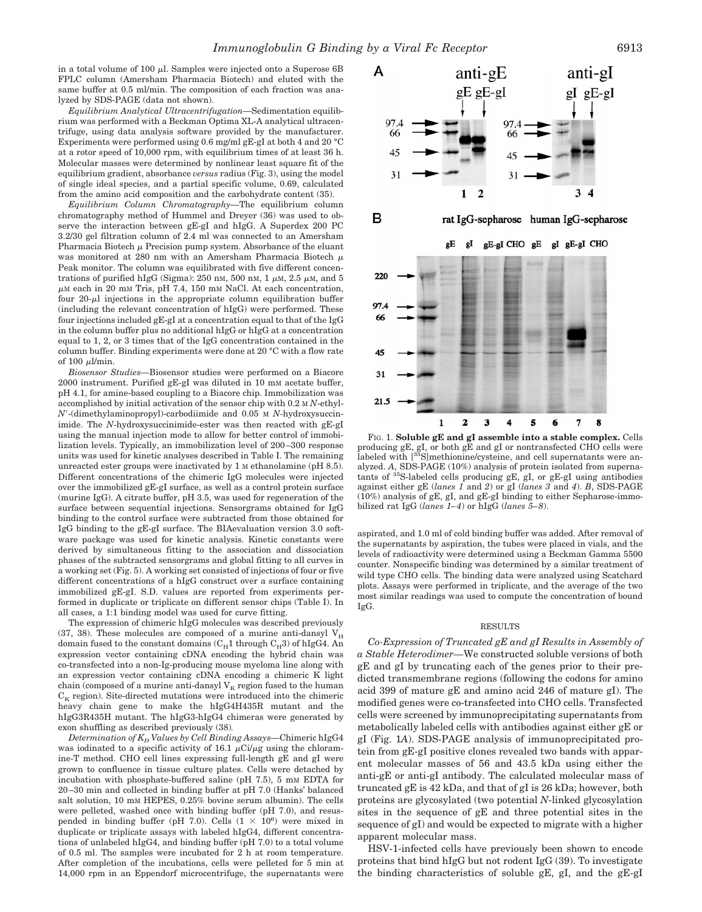in a total volume of 100 μl. Samples were injected onto a Superose 6B FPLC column (Amersham Pharmacia Biotech) and eluted with the same buffer at 0.5 ml/min. The composition of each fraction was analyzed by SDS-PAGE (data not shown).

*Equilibrium Analytical Ultracentrifugation*—Sedimentation equilibrium was performed with a Beckman Optima XL-A analytical ultracentrifuge, using data analysis software provided by the manufacturer. Experiments were performed using 0.6 mg/ml gE-gI at both 4 and 20 °C at a rotor speed of 10,000 rpm, with equilibrium times of at least 36 h. Molecular masses were determined by nonlinear least square fit of the equilibrium gradient, absorbance *versus* radius (Fig. 3), using the model of single ideal species, and a partial specific volume, 0.69, calculated from the amino acid composition and the carbohydrate content (35).

*Equilibrium Column Chromatography*—The equilibrium column chromatography method of Hummel and Dreyer (36) was used to observe the interaction between gE-gI and hIgG. A Superdex 200 PC 3.2/30 gel filtration column of 2.4 ml was connected to an Amersham Pharmacia Biotech μ Precision pump system. Absorbance of the eluant was monitored at 280 nm with an Amersham Pharmacia Biotech μ Peak monitor. The column was equilibrated with five different concentrations of purified hIgG (Sigma): 250 nM, 500 nM, 1 μM, 2.5 μM, and 5 μM each in 20 mM Tris, pH 7.4, 150 mM NaCl. At each concentration, four 20-μl injections in the appropriate column equilibration buffer (including the relevant concentration of hIgG) were performed. These four injections included gE-gI at a concentration equal to that of the IgG in the column buffer plus no additional hIgG or hIgG at a concentration equal to 1, 2, or 3 times that of the IgG concentration contained in the column buffer. Binding experiments were done at 20 °C with a flow rate of 100 μl/min.

*Biosensor Studies*—Biosensor studies were performed on a Biacore 2000 instrument. Purified gE-gI was diluted in 10 mM acetate buffer, pH 4.1, for amine-based coupling to a Biacore chip. Immobilization was accomplished by initial activation of the sensor chip with 0.2 M *N*-ethyl-*N*′-(dimethylaminopropyl)-carbodiimide and 0.05 M *N*-hydroxysuccinimide. The *N*-hydroxysuccinimide-ester was then reacted with gE-gI using the manual injection mode to allow for better control of immobilization levels. Typically, an immobilization level of 200–300 response units was used for kinetic analyses described in Table I. The remaining unreacted ester groups were inactivated by 1 M ethanolamine (pH 8.5). Different concentrations of the chimeric IgG molecules were injected over the immobilized gE-gI surface, as well as a control protein surface (murine IgG). A citrate buffer, pH 3.5, was used for regeneration of the surface between sequential injections. Sensorgrams obtained for IgG binding to the control surface were subtracted from those obtained for IgG binding to the gE-gI surface. The BIAevaluation version 3.0 software package was used for kinetic analysis. Kinetic constants were derived by simultaneous fitting to the association and dissociation phases of the subtracted sensorgrams and global fitting to all curves in a working set (Fig. 5). A working set consisted of injections of four or five different concentrations of a hIgG construct over a surface containing immobilized gE-gI. S.D. values are reported from experiments performed in duplicate or triplicate on different sensor chips (Table I). In all cases, a 1:1 binding model was used for curve fitting.

The expression of chimeric hIgG molecules was described previously (37, 38). These molecules are composed of a murine anti-dansyl $V_H$ domain fused to the constant domains ($C_H1$ through $C_H3$) of hIgG4. An expression vector containing cDNA encoding the hybrid chain was co-transfected into a non-Ig-producing mouse myeloma line along with an expression vector containing cDNA encoding a chimeric K light chain (composed of a murine anti-dansyl $V_K$ region fused to the human $C_K$ region). Site-directed mutations were introduced into the chimeric heavy chain gene to make the hIgG4H435R mutant and the hIgG3R435H mutant. The hIgG3-hIgG4 chimeras were generated by exon shuffling as described previously (38).

*Determination of $K_D$ Values by Cell Binding Assays*—Chimeric hIgG4 was iodinated to a specific activity of 16.1 μCi/μg using the chloramine-T method. CHO cell lines expressing full-length gE and gI were grown to confluence in tissue culture plates. Cells were detached by incubation with phosphate-buffered saline (pH 7.5), 5 mM EDTA for 20–30 min and collected in binding buffer at pH 7.0 (Hanks' balanced salt solution, 10 mM HEPES, 0.25% bovine serum albumin). The cells were pelleted, washed once with binding buffer (pH 7.0), and resuspended in binding buffer (pH 7.0). Cells ($1 \times 10^6$) were mixed in duplicate or triplicate assays with labeled hIgG4, different concentrations of unlabeled hIgG4, and binding buffer (pH 7.0) to a total volume of 0.5 ml. The samples were incubated for 2 h at room temperature. After completion of the incubations, cells were pelleted for 5 min at 14,000 rpm in an Eppendorf microcentrifuge, the supernatants were aspirated, and 1.0 ml of cold binding buffer was added. After removal of the supernatants by aspiration, the tubes were placed in vials, and the levels of radioactivity were determined using a Beckman Gamma 5500 counter. Nonspecific binding was determined by a similar treatment of wild type CHO cells. The binding data were analyzed using Scatchard plots. Assays were performed in triplicate, and the average of the two most similar readings was used to compute the concentration of bound IgG.

FIG. 1. **Soluble gE and gI assemble into a stable complex.** Cells producing gE, gI, or both gE and gI or nontransfected CHO cells were labeled with [$^{35}$S]methionine/cysteine, and cell supernatants were analyzed. *A*, SDS-PAGE (10%) analysis of protein isolated from supernatants of $^{35}$S-labeled cells producing gE, gI, or gE-gI using antibodies against either gE (*lanes 1* and *2*) or gI (*lanes 3* and *4*). *B*, SDS-PAGE (10%) analysis of gE, gI, and gE-gI binding to either Sepharose-immobilized rat IgG (*lanes 1–4*) or hIgG (*lanes 5–8*).

## RESULTS

*Co-Expression of Truncated gE and gI Results in Assembly of a Stable Heterodimer*—We constructed soluble versions of both gE and gI by truncating each of the genes prior to their predicted transmembrane regions (following the codons for amino acid 399 of mature gE and amino acid 246 of mature gI). The modified genes were co-transfected into CHO cells. Transfected cells were screened by immunoprecipitating supernatants from metabolically labeled cells with antibodies against either gE or gI (Fig. 1*A*). SDS-PAGE analysis of immunoprecipitated protein from gE-gI positive clones revealed two bands with apparent molecular masses of 56 and 43.5 kDa using either the anti-gE or anti-gI antibody. The calculated molecular mass of truncated gE is 42 kDa, and that of gI is 26 kDa; however, both proteins are glycosylated (two potential *N*-linked glycosylation sites in the sequence of gE and three potential sites in the sequence of gI) and would be expected to migrate with a higher apparent molecular mass.

HSV-1-infected cells have previously been shown to encode proteins that bind hIgG but not rodent IgG (39). To investigate the binding characteristics of soluble gE, gI, and the gE-gI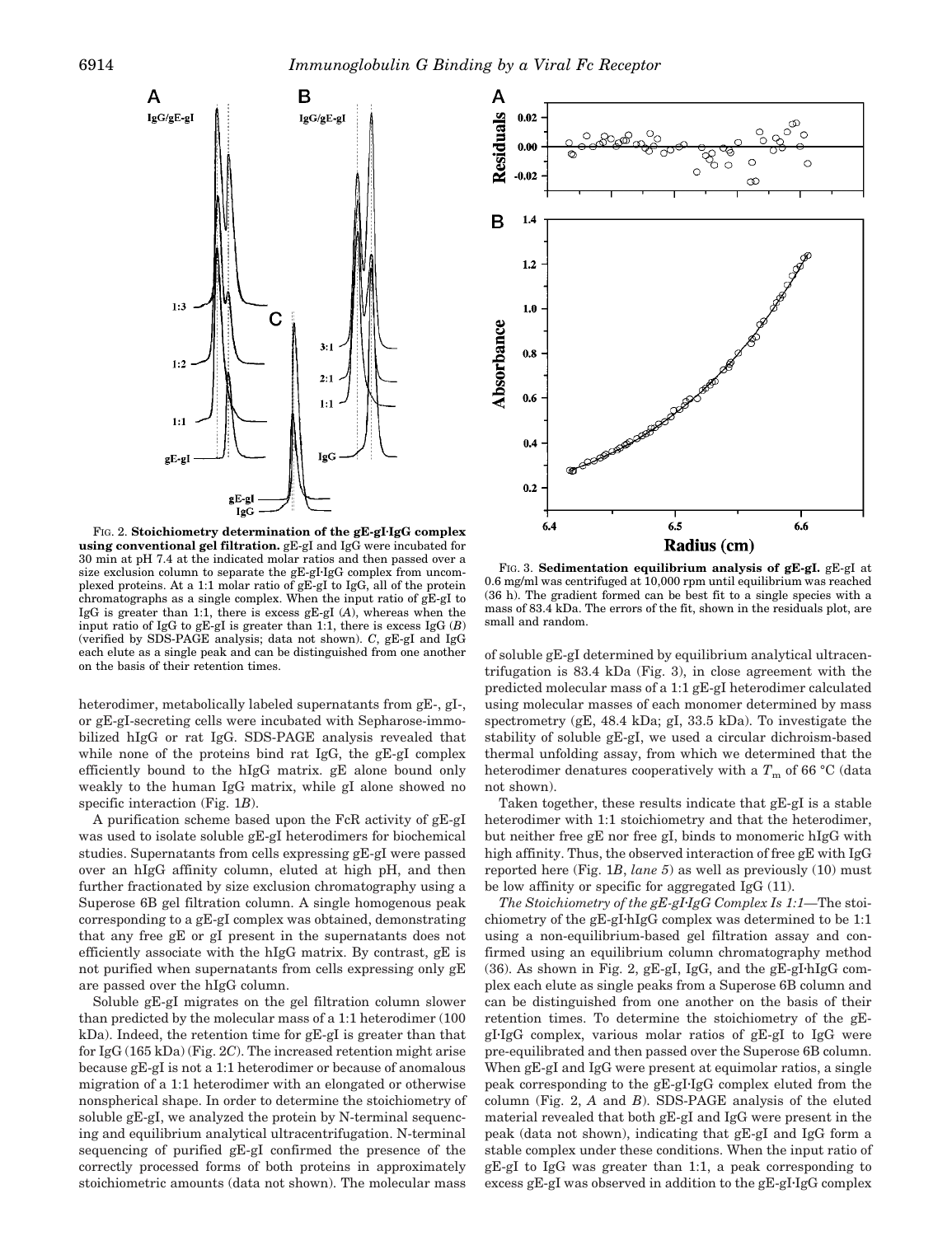FIG. 2. **Stoichiometry determination of the gE-gI·IgG complex using conventional gel filtration.** gE-gI and IgG were incubated for 30 min at pH 7.4 at the indicated molar ratios and then passed over a size exclusion column to separate the gE-gI·IgG complex from uncomplexed proteins. At a 1:1 molar ratio of gE-gI to IgG, all of the protein chromatographs as a single complex. When the input ratio of gE-gI to IgG is greater than 1:1, there is excess gE-gI (*A*), whereas when the input ratio of IgG to gE-gI is greater than 1:1, there is excess IgG (*B*) (verified by SDS-PAGE analysis; data not shown). *C*, gE-gI and IgG each elute as a single peak and can be distinguished from one another on the basis of their retention times.

FIG. 3. **Sedimentation equilibrium analysis of gE-gI.** gE-gI at 0.6 mg/ml was centrifuged at 10,000 rpm until equilibrium was reached (36 h). The gradient formed can be best fit to a single species with a mass of 83.4 kDa. The errors of the fit, shown in the residuals plot, are small and random.

heterodimer, metabolically labeled supernatants from gE-, gI-, or gE-gI-secreting cells were incubated with Sepharose-immobilized hIgG or rat IgG. SDS-PAGE analysis revealed that while none of the proteins bind rat IgG, the gE-gI complex efficiently bound to the hIgG matrix. gE alone bound only weakly to the human IgG matrix, while gI alone showed no specific interaction (Fig. 1*B*).

A purification scheme based upon the FcR activity of gE-gI was used to isolate soluble gE-gI heterodimers for biochemical studies. Supernatants from cells expressing gE-gI were passed over an hIgG affinity column, eluted at high pH, and then further fractionated by size exclusion chromatography using a Superose 6B gel filtration column. A single homogenous peak corresponding to a gE-gI complex was obtained, demonstrating that any free gE or gI present in the supernatants does not efficiently associate with the hIgG matrix. By contrast, gE is not purified when supernatants from cells expressing only gE are passed over the hIgG column.

Soluble gE-gI migrates on the gel filtration column slower than predicted by the molecular mass of a 1:1 heterodimer (100 kDa). Indeed, the retention time for gE-gI is greater than that for IgG (165 kDa) (Fig. 2*C*). The increased retention might arise because gE-gI is not a 1:1 heterodimer or because of anomalous migration of a 1:1 heterodimer with an elongated or otherwise nonspherical shape. In order to determine the stoichiometry of soluble gE-gI, we analyzed the protein by N-terminal sequencing and equilibrium analytical ultracentrifugation. N-terminal sequencing of purified gE-gI confirmed the presence of the correctly processed forms of both proteins in approximately stoichiometric amounts (data not shown). The molecular mass of soluble gE-gI determined by equilibrium analytical ultracentrifugation is 83.4 kDa (Fig. 3), in close agreement with the predicted molecular mass of a 1:1 gE-gI heterodimer calculated using molecular masses of each monomer determined by mass spectrometry (gE, 48.4 kDa; gI, 33.5 kDa). To investigate the stability of soluble gE-gI, we used a circular dichroism-based thermal unfolding assay, from which we determined that the heterodimer denatures cooperatively with a $T_m$ of 66 °C (data not shown).

Taken together, these results indicate that gE-gI is a stable heterodimer with 1:1 stoichiometry and that the heterodimer, but neither free gE nor free gI, binds to monomeric hIgG with high affinity. Thus, the observed interaction of free gE with IgG reported here (Fig. 1*B*, *lane 5*) as well as previously (10) must be low affinity or specific for aggregated IgG (11).

*The Stoichiometry of the gE-gI·IgG Complex Is 1:1*—The stoichiometry of the gE-gI·hIgG complex was determined to be 1:1 using a non-equilibrium-based gel filtration assay and confirmed using an equilibrium column chromatography method (36). As shown in Fig. 2, gE-gI, IgG, and the gE-gI·hIgG complex each elute as single peaks from a Superose 6B column and can be distinguished from one another on the basis of their retention times. To determine the stoichiometry of the gE-gI·IgG complex, various molar ratios of gE-gI to IgG were pre-equilibrated and then passed over the Superose 6B column. When gE-gI and IgG were present at equimolar ratios, a single peak corresponding to the gE-gI·IgG complex eluted from the column (Fig. 2, *A* and *B*). SDS-PAGE analysis of the eluted material revealed that both gE-gI and IgG were present in the peak (data not shown), indicating that gE-gI and IgG form a stable complex under these conditions. When the input ratio of gE-gI to IgG was greater than 1:1, a peak corresponding to excess gE-gI was observed in addition to the gE-gI·IgG complex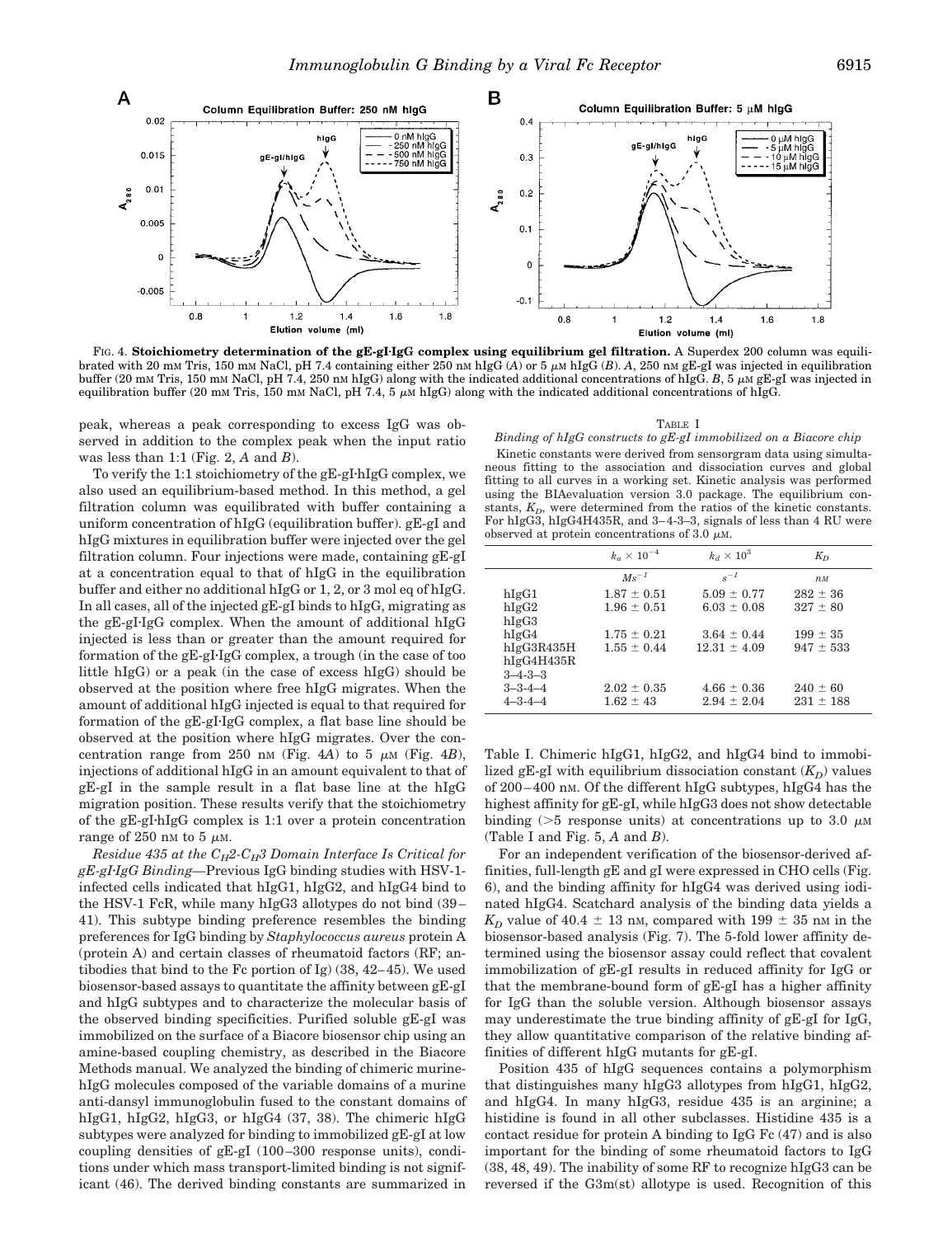FIG. 4. **Stoichiometry determination of the gE-gI·IgG complex using equilibrium gel filtration.** A Superdex 200 column was equilibrated with 20 mM Tris, 150 mM NaCl, pH 7.4 containing either 250 nM hIgG (*A*) or 5 μM hIgG (*B*). *A*, 250 nM gE-gI was injected in equilibration buffer (20 mM Tris, 150 mM NaCl, pH 7.4, 250 nM hIgG) along with the indicated additional concentrations of hIgG. *B*, 5 μM gE-gI was injected in equilibration buffer (20 mM Tris, 150 mM NaCl, pH 7.4, 5 μM hIgG) along with the indicated additional concentrations of hIgG.

peak, whereas a peak corresponding to excess IgG was observed in addition to the complex peak when the input ratio was less than 1:1 (Fig. 2, *A* and *B*).

To verify the 1:1 stoichiometry of the gE-gI·hIgG complex, we also used an equilibrium-based method. In this method, a gel filtration column was equilibrated with buffer containing a uniform concentration of hIgG (equilibration buffer). gE-gI and hIgG mixtures in equilibration buffer were injected over the gel filtration column. Four injections were made, containing gE-gI at a concentration equal to that of hIgG in the equilibration buffer and either no additional hIgG or 1, 2, or 3 mol eq of hIgG. In all cases, all of the injected gE-gI binds to hIgG, migrating as the gE-gI·IgG complex. When the amount of additional hIgG injected is less than or greater than the amount required for formation of the gE-gI·IgG complex, a trough (in the case of too little hIgG) or a peak (in the case of excess hIgG) should be observed at the position where free hIgG migrates. When the amount of additional hIgG injected is equal to that required for formation of the gE-gI·IgG complex, a flat base line should be observed at the position where hIgG migrates. Over the concentration range from 250 nM (Fig. 4*A*) to 5 μM (Fig. 4*B*), injections of additional hIgG in an amount equivalent to that of gE-gI in the sample result in a flat base line at the hIgG migration position. These results verify that the stoichiometry of the gE-gI·hIgG complex is 1:1 over a protein concentration range of 250 nM to 5 μM.

*Residue 435 at the $C_H2$-$C_H3$ Domain Interface Is Critical for gE-gI·IgG Binding*—Previous IgG binding studies with HSV-1-infected cells indicated that hIgG1, hIgG2, and hIgG4 bind to the HSV-1 FcR, while many hIgG3 allotypes do not bind (39–41). This subtype binding preference resembles the binding preferences for IgG binding by *Staphylococcus aureus* protein A (protein A) and certain classes of rheumatoid factors (RF; antibodies that bind to the Fc portion of Ig) (38, 42–45). We used biosensor-based assays to quantitate the affinity between gE-gI and hIgG subtypes and to characterize the molecular basis of the observed binding specificities. Purified soluble gE-gI was immobilized on the surface of a Biacore biosensor chip using an amine-based coupling chemistry, as described in the Biacore Methods manual. We analyzed the binding of chimeric murine-hIgG molecules composed of the variable domains of a murine anti-dansyl immunoglobulin fused to the constant domains of hIgG1, hIgG2, hIgG3, or hIgG4 (37, 38). The chimeric hIgG subtypes were analyzed for binding to immobilized gE-gI at low coupling densities of gE-gI (100–300 response units), conditions under which mass transport-limited binding is not significant (46). The derived binding constants are summarized in Table I. Chimeric hIgG1, hIgG2, and hIgG4 bind to immobilized gE-gI with equilibrium dissociation constant ($K_D$) values of 200–400 nM. Of the different hIgG subtypes, hIgG4 has the highest affinity for gE-gI, while hIgG3 does not show detectable binding (>5 response units) at concentrations up to 3.0 μM (Table I and Fig. 5, *A* and *B*).

TABLE I
*Binding of hIgG constructs to gE-gI immobilized on a Biacore chip*

Kinetic constants were derived from sensorgram data using simultaneous fitting to the association and dissociation curves and global fitting to all curves in a working set. Kinetic analysis was performed using the BIAevaluation version 3.0 package. The equilibrium constants, $K_D$, were determined from the ratios of the kinetic constants. For hIgG3, hIgG4H435R, and 3–4-3–3, signals of less than 4 RU were observed at protein concentrations of 3.0 μM.

| | $k_a \times 10^{-4}$ | $k_d \times 10^3$ | $K_D$ |
|---|---|---|---|
| | $M s^{-1}$ | $s^{-1}$ | $nM$ |
| hIgG1 | 1.87 ± 0.51 | 5.09 ± 0.77 | 282 ± 36 |
| hIgG2 | 1.96 ± 0.51 | 6.03 ± 0.08 | 327 ± 80 |
| hIgG3 | | | |
| hIgG4 | 1.75 ± 0.21 | 3.64 ± 0.44 | 199 ± 35 |
| hIgG3R435H | 1.55 ± 0.44 | 12.31 ± 4.09 | 947 ± 533 |
| hIgG4H435R | | | |
| 3–4-3–3 | | | |
| 3–3-4–4 | 2.02 ± 0.35 | 4.66 ± 0.36 | 240 ± 60 |
| 4–3-4–4 | 1.62 ± 43 | 2.94 ± 2.04 | 231 ± 188 |

For an independent verification of the biosensor-derived affinities, full-length gE and gI were expressed in CHO cells (Fig. 6), and the binding affinity for hIgG4 was derived using iodinated hIgG4. Scatchard analysis of the binding data yields a $K_D$ value of 40.4 ± 13 nM, compared with 199 ± 35 nM in the biosensor-based analysis (Fig. 7). The 5-fold lower affinity determined using the biosensor assay could reflect that covalent immobilization of gE-gI results in reduced affinity for IgG or that the membrane-bound form of gE-gI has a higher affinity for IgG than the soluble version. Although biosensor assays may underestimate the true binding affinity of gE-gI for IgG, they allow quantitative comparison of the relative binding affinities of different hIgG mutants for gE-gI.

Position 435 of hIgG sequences contains a polymorphism that distinguishes many hIgG3 allotypes from hIgG1, hIgG2, and hIgG4. In many hIgG3, residue 435 is an arginine; a histidine is found in all other subclasses. Histidine 435 is a contact residue for protein A binding to IgG Fc (47) and is also important for the binding of some rheumatoid factors to IgG (38, 48, 49). The inability of some RF to recognize hIgG3 can be reversed if the G3m(st) allotype is used. Recognition of this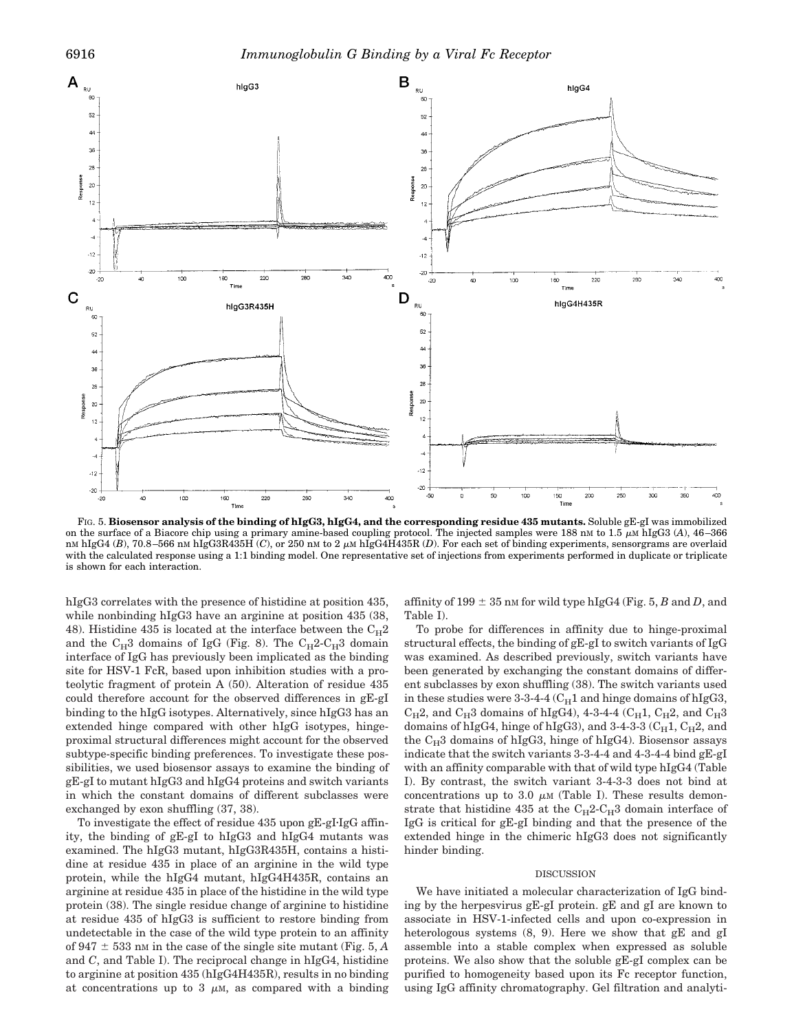FIG. 5. **Biosensor analysis of the binding of hIgG3, hIgG4, and the corresponding residue 435 mutants.** Soluble gE-gI was immobilized on the surface of a Biacore chip using a primary amine-based coupling protocol. The injected samples were 188 nM to 1.5 μM hIgG3 (*A*), 46–366 nM hIgG4 (*B*), 70.8–566 nM hIgG3R435H (*C*), or 250 nM to 2 μM hIgG4H435R (*D*). For each set of binding experiments, sensorgrams are overlaid with the calculated response using a 1:1 binding model. One representative set of injections from experiments performed in duplicate or triplicate is shown for each interaction.

hIgG3 correlates with the presence of histidine at position 435, while nonbinding hIgG3 have an arginine at position 435 (38, 48). Histidine 435 is located at the interface between the $C_H2$ and the $C_H3$ domains of IgG (Fig. 8). The $C_H2$-$C_H3$ domain interface of IgG has previously been implicated as the binding site for HSV-1 FcR, based upon inhibition studies with a proteolytic fragment of protein A (50). Alteration of residue 435 could therefore account for the observed differences in gE-gI binding to the hIgG isotypes. Alternatively, since hIgG3 has an extended hinge compared with other hIgG isotypes, hinge-proximal structural differences might account for the observed subtype-specific binding preferences. To investigate these possibilities, we used biosensor assays to examine the binding of gE-gI to mutant hIgG3 and hIgG4 proteins and switch variants in which the constant domains of different subclasses were exchanged by exon shuffling (37, 38).

To investigate the effect of residue 435 upon gE-gI·IgG affinity, the binding of gE-gI to hIgG3 and hIgG4 mutants was examined. The hIgG3 mutant, hIgG3R435H, contains a histidine at residue 435 in place of an arginine in the wild type protein, while the hIgG4 mutant, hIgG4H435R, contains an arginine at residue 435 in place of the histidine in the wild type protein (38). The single residue change of arginine to histidine at residue 435 of hIgG3 is sufficient to restore binding from undetectable in the case of the wild type protein to an affinity of 947 ± 533 nM in the case of the single site mutant (Fig. 5, *A* and *C*, and Table I). The reciprocal change in hIgG4, histidine to arginine at position 435 (hIgG4H435R), results in no binding at concentrations up to 3 μM, as compared with a binding affinity of 199 ± 35 nM for wild type hIgG4 (Fig. 5, *B* and *D*, and Table I).

To probe for differences in affinity due to hinge-proximal structural effects, the binding of gE-gI to switch variants of IgG was examined. As described previously, switch variants have been generated by exchanging the constant domains of different subclasses by exon shuffling (38). The switch variants used in these studies were 3-3-4-4 ($C_H1$ and hinge domains of hIgG3, $C_H2$, and $C_H3$ domains of hIgG4), 4-3-4-4 ($C_H1$, $C_H2$, and $C_H3$ domains of hIgG4, hinge of hIgG3), and 3-4-3-3 ($C_H1$, $C_H2$, and the $C_H3$ domains of hIgG3, hinge of hIgG4). Biosensor assays indicate that the switch variants 3-3-4-4 and 4-3-4-4 bind gE-gI with an affinity comparable with that of wild type hIgG4 (Table I). By contrast, the switch variant 3-4-3-3 does not bind at concentrations up to 3.0 μM (Table I). These results demonstrate that histidine 435 at the $C_H2$-$C_H3$ domain interface of IgG is critical for gE-gI binding and that the presence of the extended hinge in the chimeric hIgG3 does not significantly hinder binding.

## DISCUSSION

We have initiated a molecular characterization of IgG binding by the herpesvirus gE-gI protein. gE and gI are known to associate in HSV-1-infected cells and upon co-expression in heterologous systems (8, 9). Here we show that gE and gI assemble into a stable complex when expressed as soluble proteins. We also show that the soluble gE-gI complex can be purified to homogeneity based upon its Fc receptor function, using IgG affinity chromatography. Gel filtration and analyti-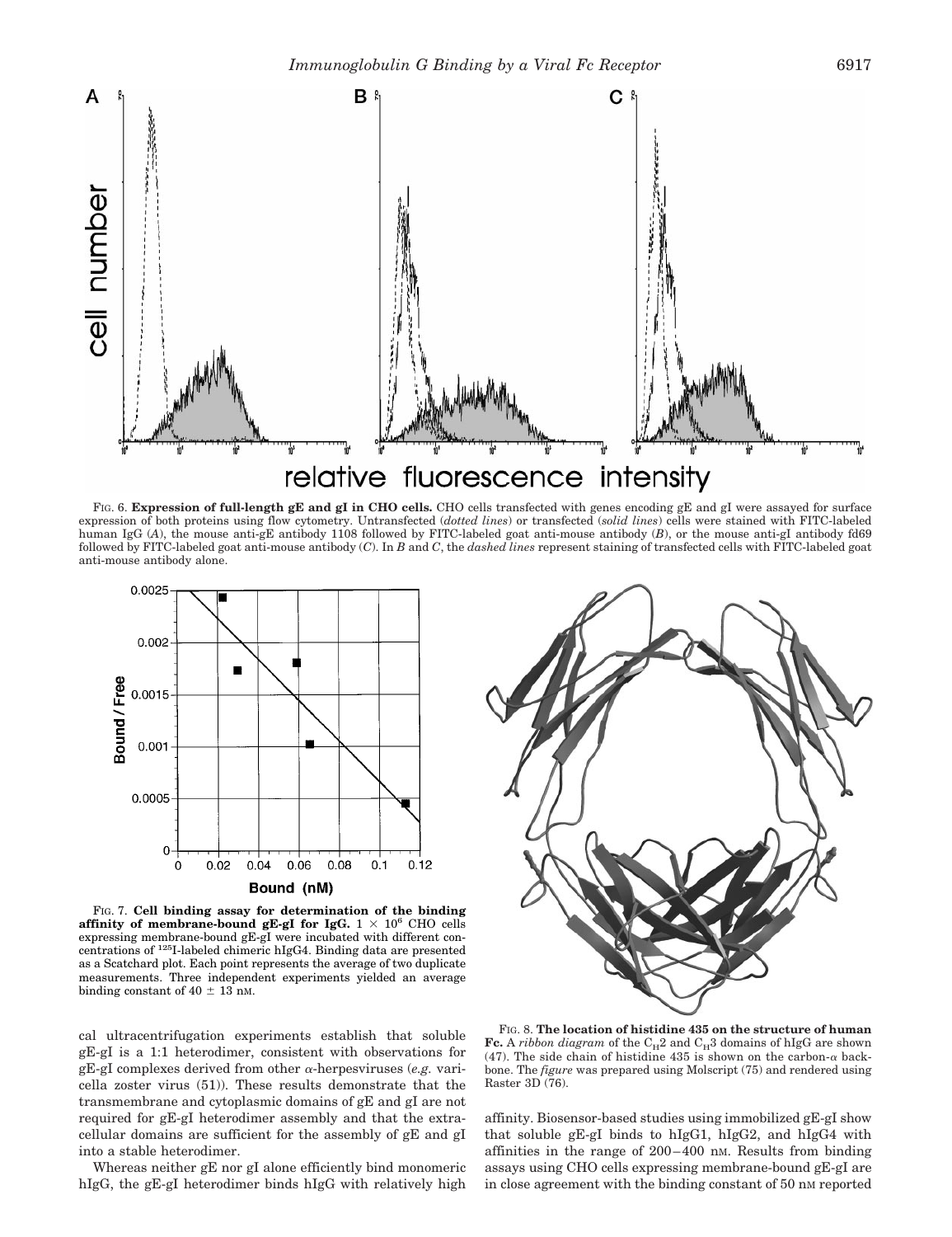FIG. 6. **Expression of full-length gE and gI in CHO cells.** CHO cells transfected with genes encoding gE and gI were assayed for surface expression of both proteins using flow cytometry. Untransfected (*dotted lines*) or transfected (*solid lines*) cells were stained with FITC-labeled human IgG (*A*), the mouse anti-gE antibody 1108 followed by FITC-labeled goat anti-mouse antibody (*B*), or the mouse anti-gI antibody fd69 followed by FITC-labeled goat anti-mouse antibody (*C*). In *B* and *C*, the *dashed lines* represent staining of transfected cells with FITC-labeled goat anti-mouse antibody alone.

FIG. 7. **Cell binding assay for determination of the binding affinity of membrane-bound gE-gI for IgG.** $1 \times 10^6$ CHO cells expressing membrane-bound gE-gI were incubated with different concentrations of $^{125}$I-labeled chimeric hIgG4. Binding data are presented as a Scatchard plot. Each point represents the average of two duplicate measurements. Three independent experiments yielded an average binding constant of 40 ± 13 nM.

FIG. 8. **The location of histidine 435 on the structure of human Fc.** A *ribbon diagram* of the $C_H2$ and $C_H3$ domains of hIgG are shown (47). The side chain of histidine 435 is shown on the carbon-α backbone. The *figure* was prepared using Molscript (75) and rendered using Raster 3D (76).

cal ultracentrifugation experiments establish that soluble gE-gI is a 1:1 heterodimer, consistent with observations for gE-gI complexes derived from other α-herpesviruses (*e.g.* varicella zoster virus (51)). These results demonstrate that the transmembrane and cytoplasmic domains of gE and gI are not required for gE-gI heterodimer assembly and that the extracellular domains are sufficient for the assembly of gE and gI into a stable heterodimer.

Whereas neither gE nor gI alone efficiently bind monomeric hIgG, the gE-gI heterodimer binds hIgG with relatively high affinity. Biosensor-based studies using immobilized gE-gI show that soluble gE-gI binds to hIgG1, hIgG2, and hIgG4 with affinities in the range of 200–400 nM. Results from binding assays using CHO cells expressing membrane-bound gE-gI are in close agreement with the binding constant of 50 nM reported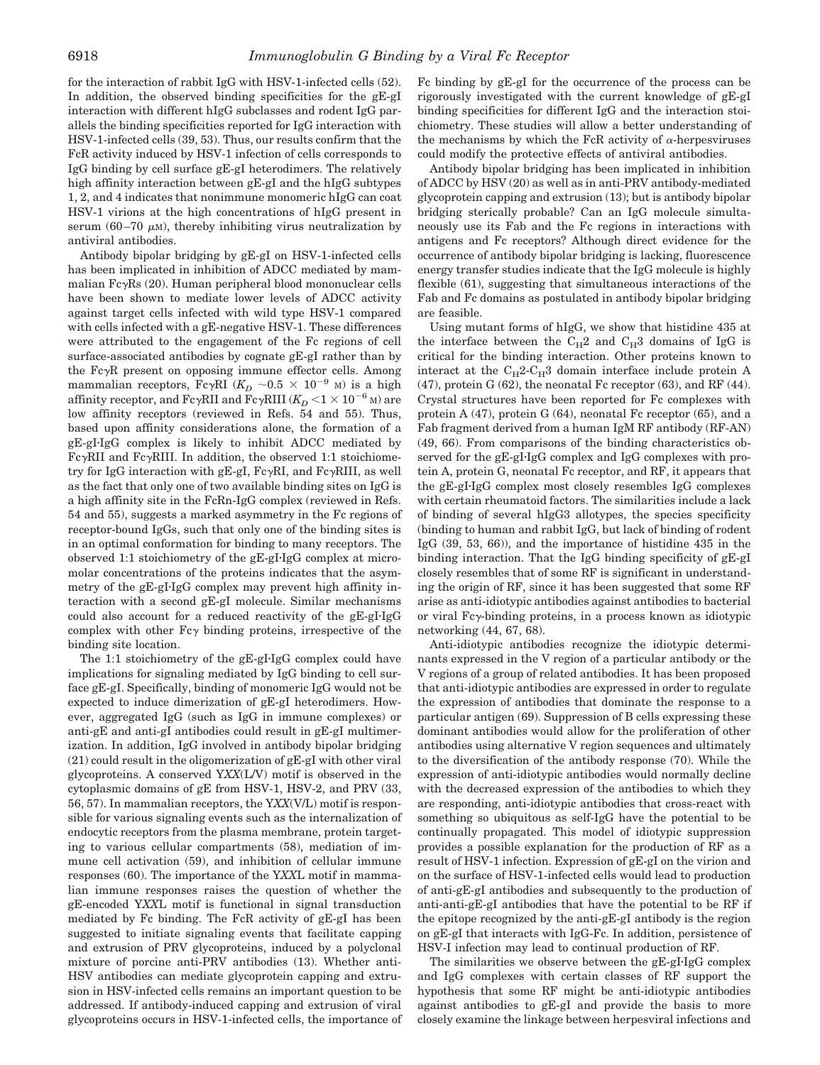for the interaction of rabbit IgG with HSV-1-infected cells (52). In addition, the observed binding specificities for the gE-gI interaction with different hIgG subclasses and rodent IgG parallels the binding specificities reported for IgG interaction with HSV-1-infected cells (39, 53). Thus, our results confirm that the FcR activity induced by HSV-1 infection of cells corresponds to IgG binding by cell surface gE-gI heterodimers. The relatively high affinity interaction between gE-gI and the hIgG subtypes 1, 2, and 4 indicates that nonimmune monomeric hIgG can coat HSV-1 virions at the high concentrations of hIgG present in serum (60–70 μM), thereby inhibiting virus neutralization by antiviral antibodies.

Antibody bipolar bridging by gE-gI on HSV-1-infected cells has been implicated in inhibition of ADCC mediated by mammalian FcγRs (20). Human peripheral blood mononuclear cells have been shown to mediate lower levels of ADCC activity against target cells infected with wild type HSV-1 compared with cells infected with a gE-negative HSV-1. These differences were attributed to the engagement of the Fc regions of cell surface-associated antibodies by cognate gE-gI rather than by the FcγR present on opposing immune effector cells. Among mammalian receptors, FcγRI ($K_D$ ~$0.5 \times 10^{-9}$ M) is a high affinity receptor, and FcγRII and FcγRIII ($K_D < 1 \times 10^{-6}$ M) are low affinity receptors (reviewed in Refs. 54 and 55). Thus, based upon affinity considerations alone, the formation of a gE-gI·IgG complex is likely to inhibit ADCC mediated by FcγRII and FcγRIII. In addition, the observed 1:1 stoichiometry for IgG interaction with gE-gI, FcγRI, and FcγRIII, as well as the fact that only one of two available binding sites on IgG is a high affinity site in the FcRn-IgG complex (reviewed in Refs. 54 and 55), suggests a marked asymmetry in the Fc regions of receptor-bound IgGs, such that only one of the binding sites is in an optimal conformation for binding to many receptors. The observed 1:1 stoichiometry of the gE-gI·IgG complex at micromolar concentrations of the proteins indicates that the asymmetry of the gE-gI·IgG complex may prevent high affinity interaction with a second gE-gI molecule. Similar mechanisms could also account for a reduced reactivity of the gE-gI·IgG complex with other Fcγ binding proteins, irrespective of the binding site location.

The 1:1 stoichiometry of the gE-gI·IgG complex could have implications for signaling mediated by IgG binding to cell surface gE-gI. Specifically, binding of monomeric IgG would not be expected to induce dimerization of gE-gI heterodimers. However, aggregated IgG (such as IgG in immune complexes) or anti-gE and anti-gI antibodies could result in gE-gI multimerization. In addition, IgG involved in antibody bipolar bridging (21) could result in the oligomerization of gE-gI with other viral glycoproteins. A conserved Y*XX*(L/V) motif is observed in the cytoplasmic domains of gE from HSV-1, HSV-2, and PRV (33, 56, 57). In mammalian receptors, the Y*XX*(V/L) motif is responsible for various signaling events such as the internalization of endocytic receptors from the plasma membrane, protein targeting to various cellular compartments (58), mediation of immune cell activation (59), and inhibition of cellular immune responses (60). The importance of the Y*XX*L motif in mammalian immune responses raises the question of whether the gE-encoded Y*XX*L motif is functional in signal transduction mediated by Fc binding. The FcR activity of gE-gI has been suggested to initiate signaling events that facilitate capping and extrusion of PRV glycoproteins, induced by a polyclonal mixture of porcine anti-PRV antibodies (13). Whether anti-HSV antibodies can mediate glycoprotein capping and extrusion in HSV-infected cells remains an important question to be addressed. If antibody-induced capping and extrusion of viral glycoproteins occurs in HSV-1-infected cells, the importance of Fc binding by gE-gI for the occurrence of the process can be rigorously investigated with the current knowledge of gE-gI binding specificities for different IgG and the interaction stoichiometry. These studies will allow a better understanding of the mechanisms by which the FcR activity of α-herpesviruses could modify the protective effects of antiviral antibodies.

Antibody bipolar bridging has been implicated in inhibition of ADCC by HSV (20) as well as in anti-PRV antibody-mediated glycoprotein capping and extrusion (13); but is antibody bipolar bridging sterically probable? Can an IgG molecule simultaneously use its Fab and the Fc regions in interactions with antigens and Fc receptors? Although direct evidence for the occurrence of antibody bipolar bridging is lacking, fluorescence energy transfer studies indicate that the IgG molecule is highly flexible (61), suggesting that simultaneous interactions of the Fab and Fc domains as postulated in antibody bipolar bridging are feasible.

Using mutant forms of hIgG, we show that histidine 435 at the interface between the $C_H2$ and $C_H3$ domains of IgG is critical for the binding interaction. Other proteins known to interact at the $C_H2$-$C_H3$ domain interface include protein A (47), protein G (62), the neonatal Fc receptor (63), and RF (44). Crystal structures have been reported for Fc complexes with protein A (47), protein G (64), neonatal Fc receptor (65), and a Fab fragment derived from a human IgM RF antibody (RF-AN) (49, 66). From comparisons of the binding characteristics observed for the gE-gI·IgG complex and IgG complexes with protein A, protein G, neonatal Fc receptor, and RF, it appears that the gE-gI·IgG complex most closely resembles IgG complexes with certain rheumatoid factors. The similarities include a lack of binding of several hIgG3 allotypes, the species specificity (binding to human and rabbit IgG, but lack of binding of rodent IgG (39, 53, 66)), and the importance of histidine 435 in the binding interaction. That the IgG binding specificity of gE-gI closely resembles that of some RF is significant in understanding the origin of RF, since it has been suggested that some RF arise as anti-idiotypic antibodies against antibodies to bacterial or viral Fcγ-binding proteins, in a process known as idiotypic networking (44, 67, 68).

Anti-idiotypic antibodies recognize the idiotypic determinants expressed in the V region of a particular antibody or the V regions of a group of related antibodies. It has been proposed that anti-idiotypic antibodies are expressed in order to regulate the expression of antibodies that dominate the response to a particular antigen (69). Suppression of B cells expressing these dominant antibodies would allow for the proliferation of other antibodies using alternative V region sequences and ultimately to the diversification of the antibody response (70). While the expression of anti-idiotypic antibodies would normally decline with the decreased expression of the antibodies to which they are responding, anti-idiotypic antibodies that cross-react with something so ubiquitous as self-IgG have the potential to be continually propagated. This model of idiotypic suppression provides a possible explanation for the production of RF as a result of HSV-1 infection. Expression of gE-gI on the virion and on the surface of HSV-1-infected cells would lead to production of anti-gE-gI antibodies and subsequently to the production of anti-anti-gE-gI antibodies that have the potential to be RF if the epitope recognized by the anti-gE-gI antibody is the region on gE-gI that interacts with IgG-Fc. In addition, persistence of HSV-I infection may lead to continual production of RF.

The similarities we observe between the gE-gI·IgG complex and IgG complexes with certain classes of RF support the hypothesis that some RF might be anti-idiotypic antibodies against antibodies to gE-gI and provide the basis to more closely examine the linkage between herpesviral infections and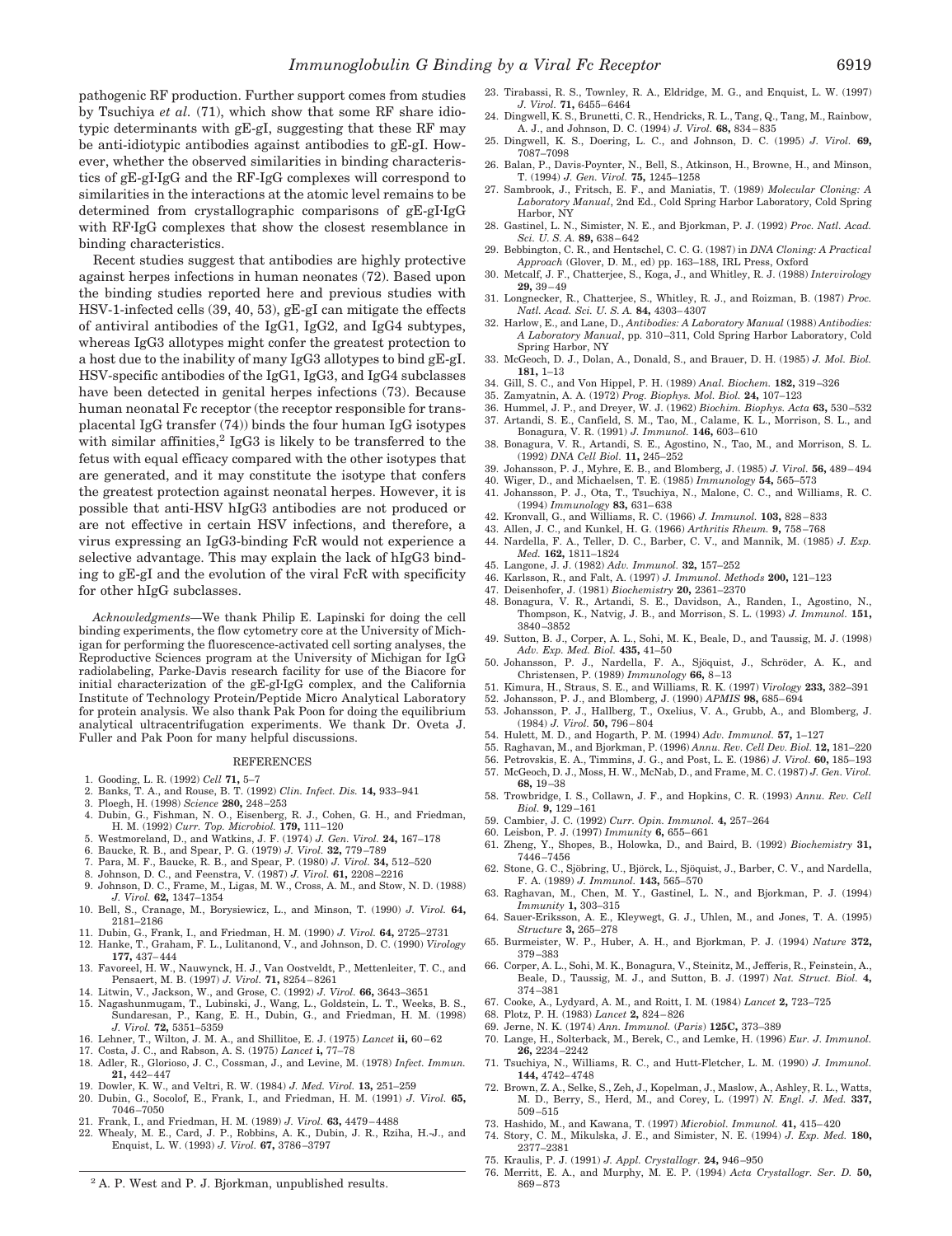pathogenic RF production. Further support comes from studies by Tsuchiya *et al.* (71), which show that some RF share idiotypic determinants with gE-gI, suggesting that these RF may be anti-idiotypic antibodies against antibodies to gE-gI. However, whether the observed similarities in binding characteristics of gE-gI·IgG and the RF-IgG complexes will correspond to similarities in the interactions at the atomic level remains to be determined from crystallographic comparisons of gE-gI·IgG with RF·IgG complexes that show the closest resemblance in binding characteristics.

Recent studies suggest that antibodies are highly protective against herpes infections in human neonates (72). Based upon the binding studies reported here and previous studies with HSV-1-infected cells (39, 40, 53), gE-gI can mitigate the effects of antiviral antibodies of the IgG1, IgG2, and IgG4 subtypes, whereas IgG3 allotypes might confer the greatest protection to a host due to the inability of many IgG3 allotypes to bind gE-gI. HSV-specific antibodies of the IgG1, IgG3, and IgG4 subclasses have been detected in genital herpes infections (73). Because human neonatal Fc receptor (the receptor responsible for transplacental IgG transfer (74)) binds the four human IgG isotypes with similar affinities,[2] IgG3 is likely to be transferred to the fetus with equal efficacy compared with the other isotypes that are generated, and it may constitute the isotype that confers the greatest protection against neonatal herpes. However, it is possible that anti-HSV hIgG3 antibodies are not produced or are not effective in certain HSV infections, and therefore, a virus expressing an IgG3-binding FcR would not experience a selective advantage. This may explain the lack of hIgG3 binding to gE-gI and the evolution of the viral FcR with specificity for other hIgG subclasses.

*Acknowledgments*—We thank Philip E. Lapinski for doing the cell binding experiments, the flow cytometry core at the University of Michigan for performing the fluorescence-activated cell sorting analyses, the Reproductive Sciences program at the University of Michigan for IgG radiolabeling, Parke-Davis research facility for use of the Biacore for initial characterization of the gE-gI·IgG complex, and the California Institute of Technology Protein/Peptide Micro Analytical Laboratory for protein analysis. We also thank Pak Poon for doing the equilibrium analytical ultracentrifugation experiments. We thank Dr. Oveta J. Fuller and Pak Poon for many helpful discussions.

## REFERENCES

1. Gooding, L. R. (1992) *Cell* **71,** 5–7
2. Banks, T. A., and Rouse, B. T. (1992) *Clin. Infect. Dis.* **14,** 933–941
3. Ploegh, H. (1998) *Science* **280,** 248–253
4. Dubin, G., Fishman, N. O., Eisenberg, R. J., Cohen, G. H., and Friedman, H. M. (1992) *Curr. Top. Microbiol.* **179,** 111–120
5. Westmoreland, D., and Watkins, J. F. (1974) *J. Gen. Virol.* **24,** 167–178
6. Baucke, R. B., and Spear, P. G. (1979) *J. Virol.* **32,** 779–789
7. Para, M. F., Baucke, R. B., and Spear, P. (1980) *J. Virol.* **34,** 512–520
8. Johnson, D. C., and Feenstra, V. (1987) *J. Virol.* **61,** 2208–2216
9. Johnson, D. C., Frame, M. C., Ligas, M. W., Cross, A. M., and Stow, N. D. (1988) *J. Virol.* **62,** 1347–1354
10. Bell, S., Cranage, M., Borysiewicz, L., and Minson, T. (1990) *J. Virol.* **64,** 2181–2186
11. Dubin, G., Frank, I., and Friedman, H. M. (1990) *J. Virol.* **64,** 2725–2731
12. Hanke, T., Graham, F. L., Lulitanond, V., and Johnson, D. C. (1990) *Virology* **177,** 437–444
13. Favoreel, H. W., Nauwynck, H. J., Van Oostveldt, P., Mettenleiter, T. C., and Pensaert, M. B. (1997) *J. Virol.* **71,** 8254–8261
14. Litwin, V., Jackson, W., and Grose, C. (1992) *J. Virol.* **66,** 3643–3651
15. Nagashunmugam, T., Lubinski, J., Wang, L., Goldstein, L. T., Weeks, B. S., Sundaresan, P., Kang, E. H., Dubin, G., and Friedman, H. M. (1998) *J. Virol.* **72,** 5351–5359
16. Lehner, T., Wilton, J. M. A., and Shillitoe, E. J. (1975) *Lancet* **ii,** 60–62
17. Costa, J. C., and Rabson, A. S. (1975) *Lancet* **i,** 77–78
18. Adler, R., Glorioso, J. C., Cossman, J., and Levine, M. (1978) *Infect. Immun.* **21,** 442–447
19. Dowler, K. W., and Veltri, R. W. (1984) *J. Med. Virol.* **13,** 251–259
20. Dubin, G., Socolof, E., Frank, I., and Friedman, H. M. (1991) *J. Virol.* **65,** 7046–7050
21. Frank, I., and Friedman, H. M. (1989) *J. Virol.* **63,** 4479–4488
22. Whealy, M. E., Card, J. P., Robbins, A. K., Dubin, J. R., Rziha, H.-J., and Enquist, L. W. (1993) *J. Virol.* **67,** 3786–3797
23. Tirabassi, R. S., Townley, R. A., Eldridge, M. G., and Enquist, L. W. (1997) *J. Virol.* **71,** 6455–6464
24. Dingwell, K. S., Brunetti, C. R., Hendricks, R. L., Tang, Q., Tang, M., Rainbow, A. J., and Johnson, D. C. (1994) *J. Virol.* **68,** 834–835
25. Dingwell, K. S., Doering, L. C., and Johnson, D. C. (1995) *J. Virol.* **69,** 7087–7098
26. Balan, P., Davis-Poynter, N., Bell, S., Atkinson, H., Browne, H., and Minson, T. (1994) *J. Gen. Virol.* **75,** 1245–1258
27. Sambrook, J., Fritsch, E. F., and Maniatis, T. (1989) *Molecular Cloning: A Laboratory Manual*, 2nd Ed., Cold Spring Harbor Laboratory, Cold Spring Harbor, NY
28. Gastinel, L. N., Simister, N. E., and Bjorkman, P. J. (1992) *Proc. Natl. Acad. Sci. U. S. A.* **89,** 638–642
29. Bebbington, C. R., and Hentschel, C. C. G. (1987) in *DNA Cloning: A Practical Approach* (Glover, D. M., ed) pp. 163–188, IRL Press, Oxford
30. Metcalf, J. F., Chatterjee, S., Koga, J., and Whitley, R. J. (1988) *Intervirology* **29,** 39–49
31. Longnecker, R., Chatterjee, S., Whitley, R. J., and Roizman, B. (1987) *Proc. Natl. Acad. Sci. U. S. A.* **84,** 4303–4307
32. Harlow, E., and Lane, D., *Antibodies: A Laboratory Manual* (1988) *Antibodies: A Laboratory Manual*, pp. 310–311, Cold Spring Harbor Laboratory, Cold Spring Harbor, NY
33. McGeoch, D. J., Dolan, A., Donald, S., and Brauer, D. H. (1985) *J. Mol. Biol.* **181,** 1–13
34. Gill, S. C., and Von Hippel, P. H. (1989) *Anal. Biochem.* **182,** 319–326
35. Zamyatnin, A. A. (1972) *Prog. Biophys. Mol. Biol.* **24,** 107–123
36. Hummel, J. P., and Dreyer, W. J. (1962) *Biochim. Biophys. Acta* **63,** 530–532
37. Artandi, S. E., Canfield, S. M., Tao, M., Calame, K. L., Morrison, S. L., and Bonagura, V. R. (1991) *J. Immunol.* **146,** 603–610
38. Bonagura, V. R., Artandi, S. E., Agostino, N., Tao, M., and Morrison, S. L. (1992) *DNA Cell Biol.* **11,** 245–252
39. Johansson, P. J., Myhre, E. B., and Blomberg, J. (1985) *J. Virol.* **56,** 489–494
40. Wiger, D., and Michaelsen, T. E. (1985) *Immunology* **54,** 565–573
41. Johansson, P. J., Ota, T., Tsuchiya, N., Malone, C. C., and Williams, R. C. (1994) *Immunology* **83,** 631–638
42. Kronvall, G., and Williams, R. C. (1966) *J. Immunol.* **103,** 828–833
43. Allen, J. C., and Kunkel, H. G. (1966) *Arthritis Rheum.* **9,** 758–768
44. Nardella, F. A., Teller, D. C., Barber, C. V., and Mannik, M. (1985) *J. Exp. Med.* **162,** 1811–1824
45. Langone, J. J. (1982) *Adv. Immunol.* **32,** 157–252
46. Karlsson, R., and Falt, A. (1997) *J. Immunol. Methods* **200,** 121–123
47. Deisenhofer, J. (1981) *Biochemistry* **20,** 2361–2370
48. Bonagura, V. R., Artandi, S. E., Davidson, A., Randen, I., Agostino, N., Thompson, K., Natvig, J. B., and Morrison, S. L. (1993) *J. Immunol.* **151,** 3840–3852
49. Sutton, B. J., Corper, A. L., Sohi, M. K., Beale, D., and Taussig, M. J. (1998) *Adv. Exp. Med. Biol.* **435,** 41–50
50. Johansson, P. J., Nardella, F. A., Sjöquist, J., Schröder, A. K., and Christensen, P. (1989) *Immunology* **66,** 8–13
51. Kimura, H., Straus, S. E., and Williams, R. K. (1997) *Virology* **233,** 382–391
52. Johansson, P. J., and Blomberg, J. (1990) *APMIS* **98,** 685–694
53. Johansson, P. J., Hallberg, T., Oxelius, V. A., Grubb, A., and Blomberg, J. (1984) *J. Virol.* **50,** 796–804
54. Hulett, M. D., and Hogarth, P. M. (1994) *Adv. Immunol.* **57,** 1–127
55. Raghavan, M., and Bjorkman, P. J. (1996) *Annu. Rev. Cell Dev. Biol.* **12,** 181–220
56. Petrovskis, E. A., Timmins, J. G., and Post, L. E. (1986) *J. Virol.* **60,** 185–193
57. McGeoch, D. J., Moss, H. W., McNab, D., and Frame, M. C. (1987) *J. Gen. Virol.* **68,** 19–38
58. Trowbridge, I. S., Collawn, J. F., and Hopkins, C. R. (1993) *Annu. Rev. Cell Biol.* **9,** 129–161
59. Cambier, J. C. (1992) *Curr. Opin. Immunol.* **4,** 257–264
60. Leisbon, P. J. (1997) *Immunity* **6,** 655–661
61. Zheng, Y., Shopes, B., Holowka, D., and Baird, B. (1992) *Biochemistry* **31,** 7446–7456
62. Stone, G. C., Sjöbring, U., Björck, L., Sjöquist, J., Barber, C. V., and Nardella, F. A. (1989) *J. Immunol.* **143,** 565–570
63. Raghavan, M., Chen, M. Y., Gastinel, L. N., and Bjorkman, P. J. (1994) *Immunity* **1,** 303–315
64. Sauer-Eriksson, A. E., Kleywegt, G. J., Uhlen, M., and Jones, T. A. (1995) *Structure* **3,** 265–278
65. Burmeister, W. P., Huber, A. H., and Bjorkman, P. J. (1994) *Nature* **372,** 379–383
66. Corper, A. L., Sohi, M. K., Bonagura, V., Steinitz, M., Jefferis, R., Feinstein, A., Beale, D., Taussig, M. J., and Sutton, B. J. (1997) *Nat. Struct. Biol.* **4,** 374–381
67. Cooke, A., Lydyard, A. M., and Roitt, I. M. (1984) *Lancet* **2,** 723–725
68. Plotz, P. H. (1983) *Lancet* **2,** 824–826
69. Jerne, N. K. (1974) *Ann. Immunol. (Paris)* **125C,** 373–389
70. Lange, H., Solterback, M., Berek, C., and Lemke, H. (1996) *Eur. J. Immunol.* **26,** 2234–2242
71. Tsuchiya, N., Williams, R. C., and Hutt-Fletcher, L. M. (1990) *J. Immunol.* **144,** 4742–4748
72. Brown, Z. A., Selke, S., Zeh, J., Kopelman, J., Maslow, A., Ashley, R. L., Watts, M. D., Berry, S., Herd, M., and Corey, L. (1997) *N. Engl. J. Med.* **337,** 509–515
73. Hashido, M., and Kawana, T. (1997) *Microbiol. Immunol.* **41,** 415–420
74. Story, C. M., Mikulska, J. E., and Simister, N. E. (1994) *J. Exp. Med.* **180,** 2377–2381
75. Kraulis, P. J. (1991) *J. Appl. Crystallogr.* **24,** 946–950
76. Merritt, E. A., and Murphy, M. E. P. (1994) *Acta Crystallogr. Ser. D.* **50,** 869–873

[2] A. P. West and P. J. Bjorkman, unpublished results.